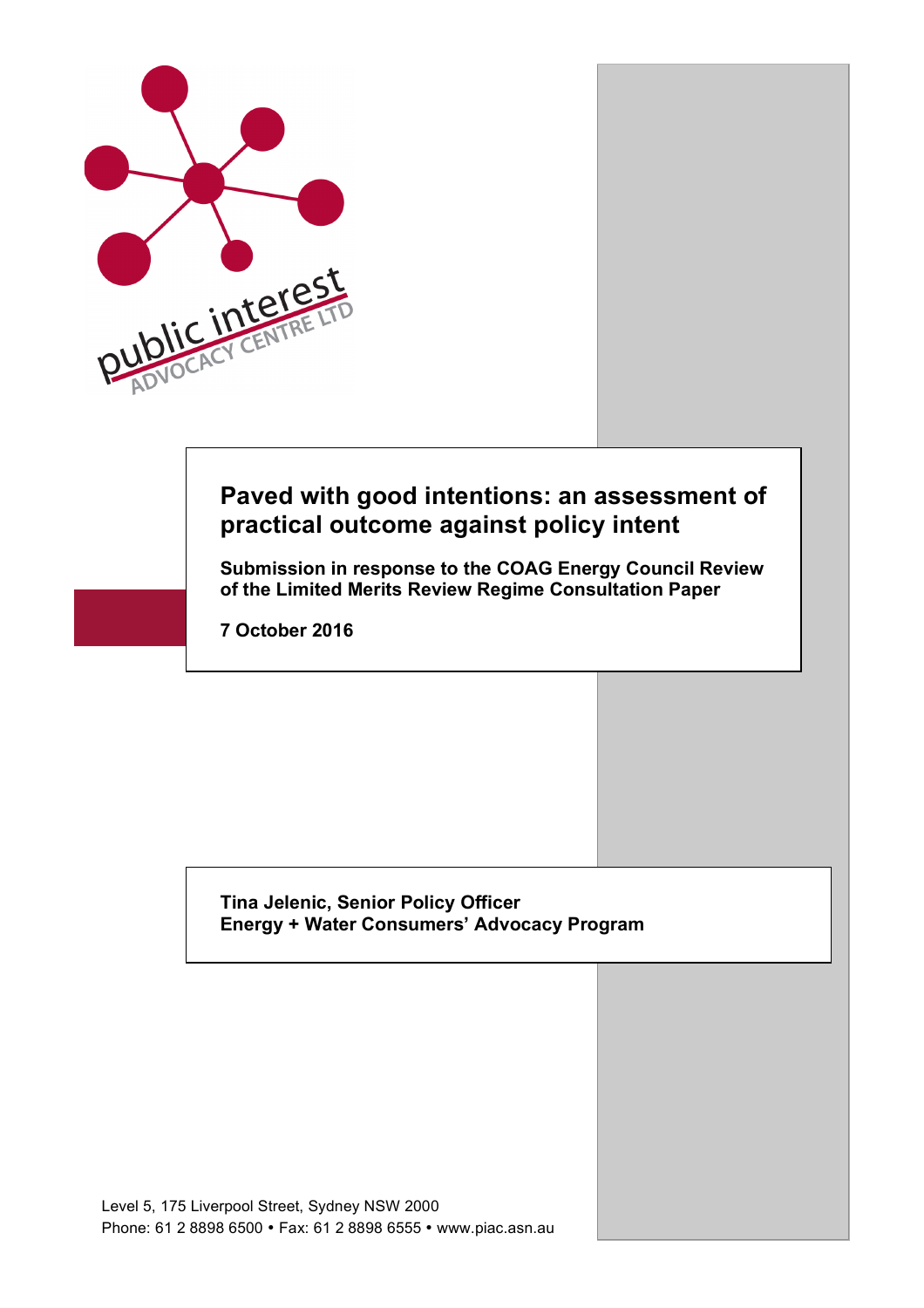public interest
ADVOCACY CENTRE LTD

# Paved with good intentions: an assessment of practical outcome against policy intent

**Submission in response to the COAG Energy Council Review of the Limited Merits Review Regime Consultation Paper**

**7 October 2016**

**Tina Jelenic, Senior Policy Officer**
**Energy + Water Consumers' Advocacy Program**

Level 5, 175 Liverpool Street, Sydney NSW 2000
Phone: 61 2 8898 6500 • Fax: 61 2 8898 6555 • www.piac.asn.au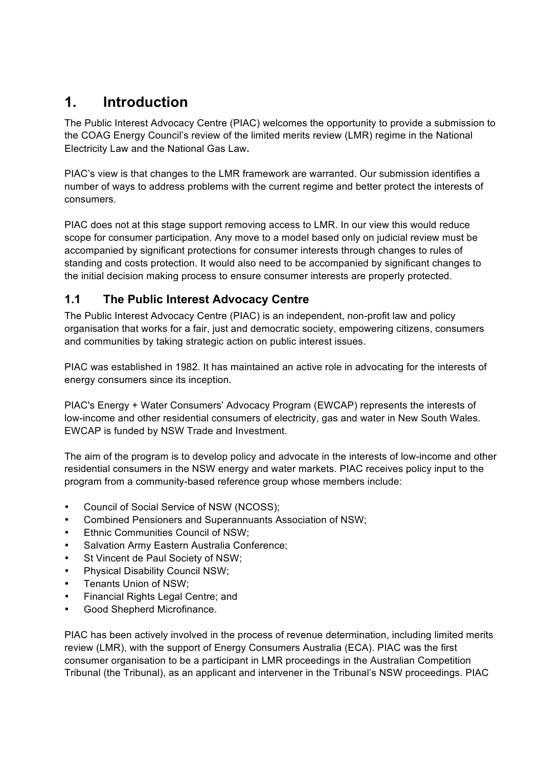# 1. Introduction

The Public Interest Advocacy Centre (PIAC) welcomes the opportunity to provide a submission to the COAG Energy Council's review of the limited merits review (LMR) regime in the National Electricity Law and the National Gas Law.

PIAC's view is that changes to the LMR framework are warranted. Our submission identifies a number of ways to address problems with the current regime and better protect the interests of consumers.

PIAC does not at this stage support removing access to LMR. In our view this would reduce scope for consumer participation. Any move to a model based only on judicial review must be accompanied by significant protections for consumer interests through changes to rules of standing and costs protection. It would also need to be accompanied by significant changes to the initial decision making process to ensure consumer interests are properly protected.

## 1.1 The Public Interest Advocacy Centre

The Public Interest Advocacy Centre (PIAC) is an independent, non-profit law and policy organisation that works for a fair, just and democratic society, empowering citizens, consumers and communities by taking strategic action on public interest issues.

PIAC was established in 1982. It has maintained an active role in advocating for the interests of energy consumers since its inception.

PIAC's Energy + Water Consumers' Advocacy Program (EWCAP) represents the interests of low-income and other residential consumers of electricity, gas and water in New South Wales. EWCAP is funded by NSW Trade and Investment.

The aim of the program is to develop policy and advocate in the interests of low-income and other residential consumers in the NSW energy and water markets. PIAC receives policy input to the program from a community-based reference group whose members include:

- Council of Social Service of NSW (NCOSS);
- Combined Pensioners and Superannuants Association of NSW;
- Ethnic Communities Council of NSW;
- Salvation Army Eastern Australia Conference;
- St Vincent de Paul Society of NSW;
- Physical Disability Council NSW;
- Tenants Union of NSW;
- Financial Rights Legal Centre; and
- Good Shepherd Microfinance.

PIAC has been actively involved in the process of revenue determination, including limited merits review (LMR), with the support of Energy Consumers Australia (ECA). PIAC was the first consumer organisation to be a participant in LMR proceedings in the Australian Competition Tribunal (the Tribunal), as an applicant and intervener in the Tribunal's NSW proceedings. PIAC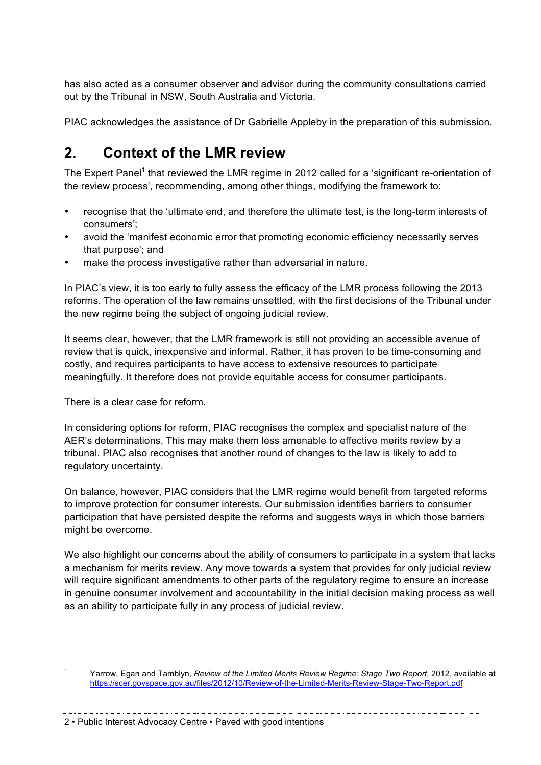has also acted as a consumer observer and advisor during the community consultations carried out by the Tribunal in NSW, South Australia and Victoria.

PIAC acknowledges the assistance of Dr Gabrielle Appleby in the preparation of this submission.

## 2. Context of the LMR review

The Expert Panel[1] that reviewed the LMR regime in 2012 called for a 'significant re-orientation of the review process', recommending, among other things, modifying the framework to:

- recognise that the 'ultimate end, and therefore the ultimate test, is the long-term interests of consumers';
- avoid the 'manifest economic error that promoting economic efficiency necessarily serves that purpose'; and
- make the process investigative rather than adversarial in nature.

In PIAC's view, it is too early to fully assess the efficacy of the LMR process following the 2013 reforms. The operation of the law remains unsettled, with the first decisions of the Tribunal under the new regime being the subject of ongoing judicial review.

It seems clear, however, that the LMR framework is still not providing an accessible avenue of review that is quick, inexpensive and informal. Rather, it has proven to be time-consuming and costly, and requires participants to have access to extensive resources to participate meaningfully. It therefore does not provide equitable access for consumer participants.

There is a clear case for reform.

In considering options for reform, PIAC recognises the complex and specialist nature of the AER's determinations. This may make them less amenable to effective merits review by a tribunal. PIAC also recognises that another round of changes to the law is likely to add to regulatory uncertainty.

On balance, however, PIAC considers that the LMR regime would benefit from targeted reforms to improve protection for consumer interests. Our submission identifies barriers to consumer participation that have persisted despite the reforms and suggests ways in which those barriers might be overcome.

We also highlight our concerns about the ability of consumers to participate in a system that lacks a mechanism for merits review. Any move towards a system that provides for only judicial review will require significant amendments to other parts of the regulatory regime to ensure an increase in genuine consumer involvement and accountability in the initial decision making process as well as an ability to participate fully in any process of judicial review.

---

[1] Yarrow, Egan and Tamblyn, *Review of the Limited Merits Review Regime: Stage Two Report,* 2012, available at https://scer.govspace.gov.au/files/2012/10/Review-of-the-Limited-Merits-Review-Stage-Two-Report.pdf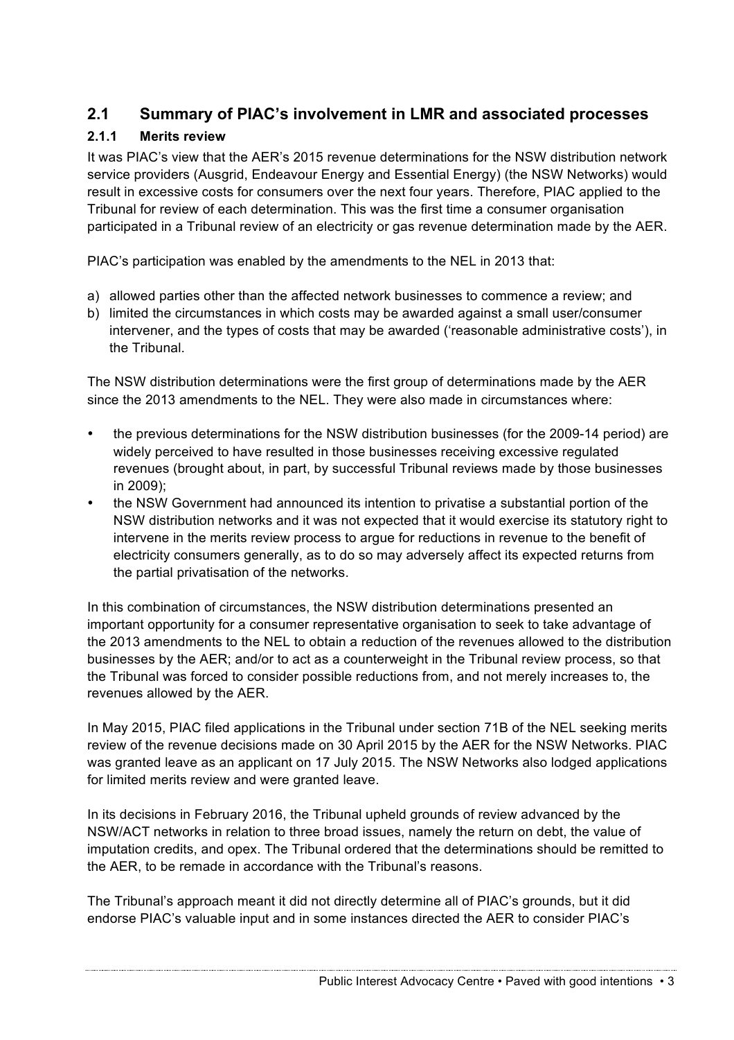## 2.1 Summary of PIAC's involvement in LMR and associated processes

### 2.1.1 Merits review

It was PIAC's view that the AER's 2015 revenue determinations for the NSW distribution network service providers (Ausgrid, Endeavour Energy and Essential Energy) (the NSW Networks) would result in excessive costs for consumers over the next four years. Therefore, PIAC applied to the Tribunal for review of each determination. This was the first time a consumer organisation participated in a Tribunal review of an electricity or gas revenue determination made by the AER.

PIAC's participation was enabled by the amendments to the NEL in 2013 that:

a) allowed parties other than the affected network businesses to commence a review; and
b) limited the circumstances in which costs may be awarded against a small user/consumer intervener, and the types of costs that may be awarded ('reasonable administrative costs'), in the Tribunal.

The NSW distribution determinations were the first group of determinations made by the AER since the 2013 amendments to the NEL. They were also made in circumstances where:

- the previous determinations for the NSW distribution businesses (for the 2009-14 period) are widely perceived to have resulted in those businesses receiving excessive regulated revenues (brought about, in part, by successful Tribunal reviews made by those businesses in 2009);
- the NSW Government had announced its intention to privatise a substantial portion of the NSW distribution networks and it was not expected that it would exercise its statutory right to intervene in the merits review process to argue for reductions in revenue to the benefit of electricity consumers generally, as to do so may adversely affect its expected returns from the partial privatisation of the networks.

In this combination of circumstances, the NSW distribution determinations presented an important opportunity for a consumer representative organisation to seek to take advantage of the 2013 amendments to the NEL to obtain a reduction of the revenues allowed to the distribution businesses by the AER; and/or to act as a counterweight in the Tribunal review process, so that the Tribunal was forced to consider possible reductions from, and not merely increases to, the revenues allowed by the AER.

In May 2015, PIAC filed applications in the Tribunal under section 71B of the NEL seeking merits review of the revenue decisions made on 30 April 2015 by the AER for the NSW Networks. PIAC was granted leave as an applicant on 17 July 2015. The NSW Networks also lodged applications for limited merits review and were granted leave.

In its decisions in February 2016, the Tribunal upheld grounds of review advanced by the NSW/ACT networks in relation to three broad issues, namely the return on debt, the value of imputation credits, and opex. The Tribunal ordered that the determinations should be remitted to the AER, to be remade in accordance with the Tribunal's reasons.

The Tribunal's approach meant it did not directly determine all of PIAC's grounds, but it did endorse PIAC's valuable input and in some instances directed the AER to consider PIAC's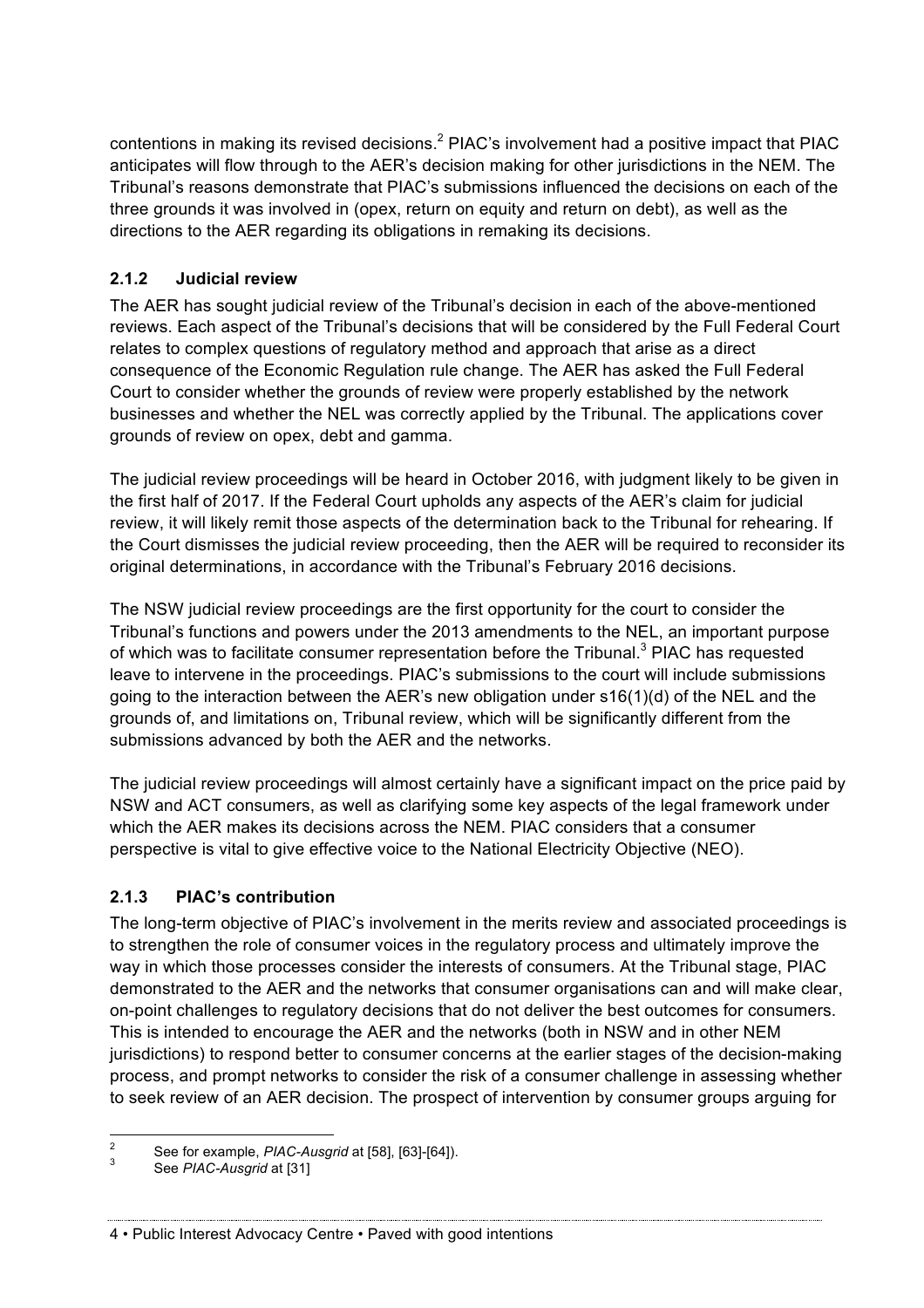contentions in making its revised decisions.[2] PIAC's involvement had a positive impact that PIAC anticipates will flow through to the AER's decision making for other jurisdictions in the NEM. The Tribunal's reasons demonstrate that PIAC's submissions influenced the decisions on each of the three grounds it was involved in (opex, return on equity and return on debt), as well as the directions to the AER regarding its obligations in remaking its decisions.

### 2.1.2 Judicial review

The AER has sought judicial review of the Tribunal's decision in each of the above-mentioned reviews. Each aspect of the Tribunal's decisions that will be considered by the Full Federal Court relates to complex questions of regulatory method and approach that arise as a direct consequence of the Economic Regulation rule change. The AER has asked the Full Federal Court to consider whether the grounds of review were properly established by the network businesses and whether the NEL was correctly applied by the Tribunal. The applications cover grounds of review on opex, debt and gamma.

The judicial review proceedings will be heard in October 2016, with judgment likely to be given in the first half of 2017. If the Federal Court upholds any aspects of the AER's claim for judicial review, it will likely remit those aspects of the determination back to the Tribunal for rehearing. If the Court dismisses the judicial review proceeding, then the AER will be required to reconsider its original determinations, in accordance with the Tribunal's February 2016 decisions.

The NSW judicial review proceedings are the first opportunity for the court to consider the Tribunal's functions and powers under the 2013 amendments to the NEL, an important purpose of which was to facilitate consumer representation before the Tribunal.[3] PIAC has requested leave to intervene in the proceedings. PIAC's submissions to the court will include submissions going to the interaction between the AER's new obligation under s16(1)(d) of the NEL and the grounds of, and limitations on, Tribunal review, which will be significantly different from the submissions advanced by both the AER and the networks.

The judicial review proceedings will almost certainly have a significant impact on the price paid by NSW and ACT consumers, as well as clarifying some key aspects of the legal framework under which the AER makes its decisions across the NEM. PIAC considers that a consumer perspective is vital to give effective voice to the National Electricity Objective (NEO).

### 2.1.3 PIAC's contribution

The long-term objective of PIAC's involvement in the merits review and associated proceedings is to strengthen the role of consumer voices in the regulatory process and ultimately improve the way in which those processes consider the interests of consumers. At the Tribunal stage, PIAC demonstrated to the AER and the networks that consumer organisations can and will make clear, on-point challenges to regulatory decisions that do not deliver the best outcomes for consumers. This is intended to encourage the AER and the networks (both in NSW and in other NEM jurisdictions) to respond better to consumer concerns at the earlier stages of the decision-making process, and prompt networks to consider the risk of a consumer challenge in assessing whether to seek review of an AER decision. The prospect of intervention by consumer groups arguing for

---

[2] See for example, *PIAC-Ausgrid* at [58], [63]-[64]).

[3] See *PIAC-Ausgrid* at [31]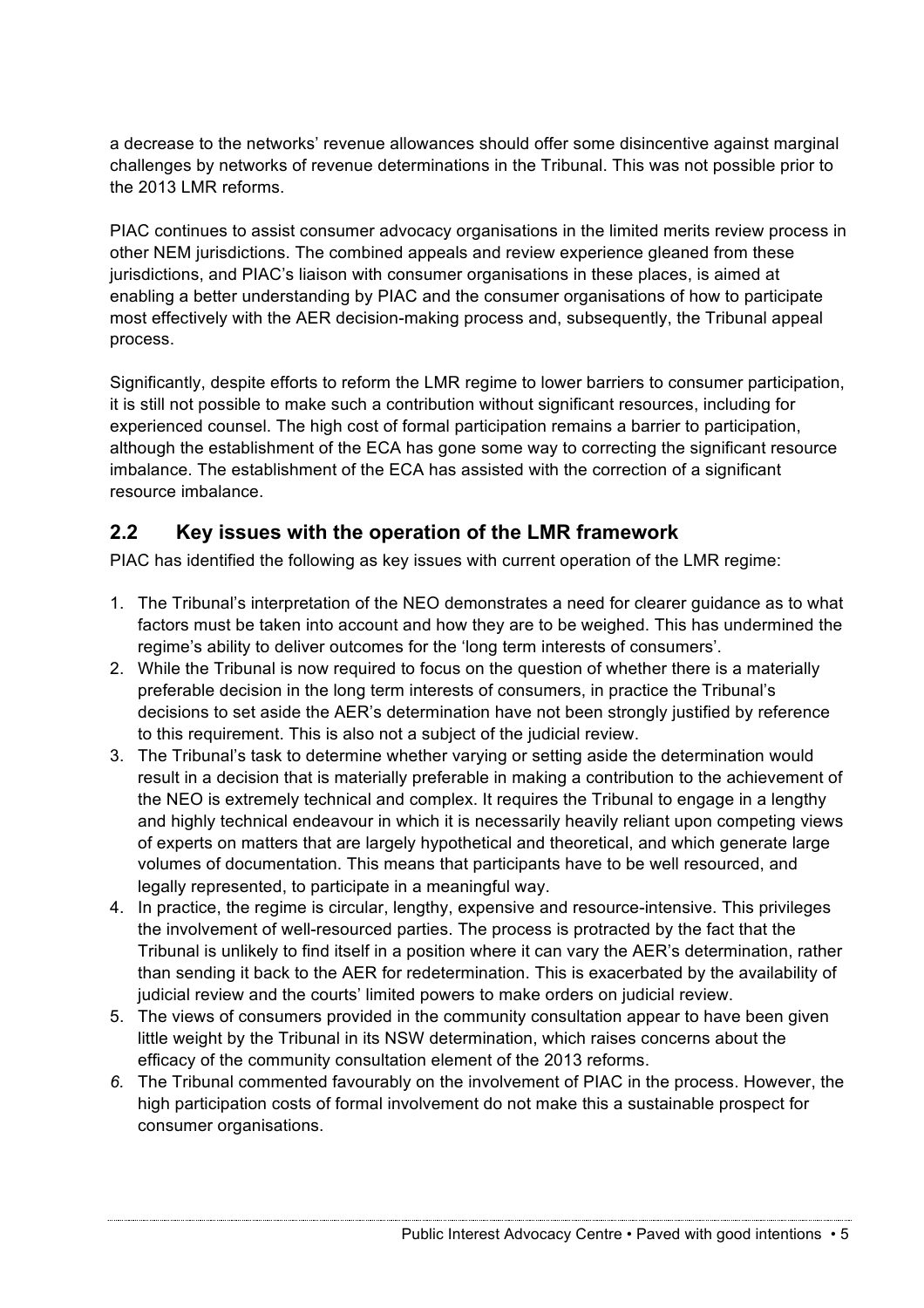a decrease to the networks' revenue allowances should offer some disincentive against marginal challenges by networks of revenue determinations in the Tribunal. This was not possible prior to the 2013 LMR reforms.

PIAC continues to assist consumer advocacy organisations in the limited merits review process in other NEM jurisdictions. The combined appeals and review experience gleaned from these jurisdictions, and PIAC's liaison with consumer organisations in these places, is aimed at enabling a better understanding by PIAC and the consumer organisations of how to participate most effectively with the AER decision-making process and, subsequently, the Tribunal appeal process.

Significantly, despite efforts to reform the LMR regime to lower barriers to consumer participation, it is still not possible to make such a contribution without significant resources, including for experienced counsel. The high cost of formal participation remains a barrier to participation, although the establishment of the ECA has gone some way to correcting the significant resource imbalance. The establishment of the ECA has assisted with the correction of a significant resource imbalance.

## 2.2 Key issues with the operation of the LMR framework

PIAC has identified the following as key issues with current operation of the LMR regime:

1. The Tribunal's interpretation of the NEO demonstrates a need for clearer guidance as to what factors must be taken into account and how they are to be weighed. This has undermined the regime's ability to deliver outcomes for the 'long term interests of consumers'.
2. While the Tribunal is now required to focus on the question of whether there is a materially preferable decision in the long term interests of consumers, in practice the Tribunal's decisions to set aside the AER's determination have not been strongly justified by reference to this requirement. This is also not a subject of the judicial review.
3. The Tribunal's task to determine whether varying or setting aside the determination would result in a decision that is materially preferable in making a contribution to the achievement of the NEO is extremely technical and complex. It requires the Tribunal to engage in a lengthy and highly technical endeavour in which it is necessarily heavily reliant upon competing views of experts on matters that are largely hypothetical and theoretical, and which generate large volumes of documentation. This means that participants have to be well resourced, and legally represented, to participate in a meaningful way.
4. In practice, the regime is circular, lengthy, expensive and resource-intensive. This privileges the involvement of well-resourced parties. The process is protracted by the fact that the Tribunal is unlikely to find itself in a position where it can vary the AER's determination, rather than sending it back to the AER for redetermination. This is exacerbated by the availability of judicial review and the courts' limited powers to make orders on judicial review.
5. The views of consumers provided in the community consultation appear to have been given little weight by the Tribunal in its NSW determination, which raises concerns about the efficacy of the community consultation element of the 2013 reforms.
6. The Tribunal commented favourably on the involvement of PIAC in the process. However, the high participation costs of formal involvement do not make this a sustainable prospect for consumer organisations.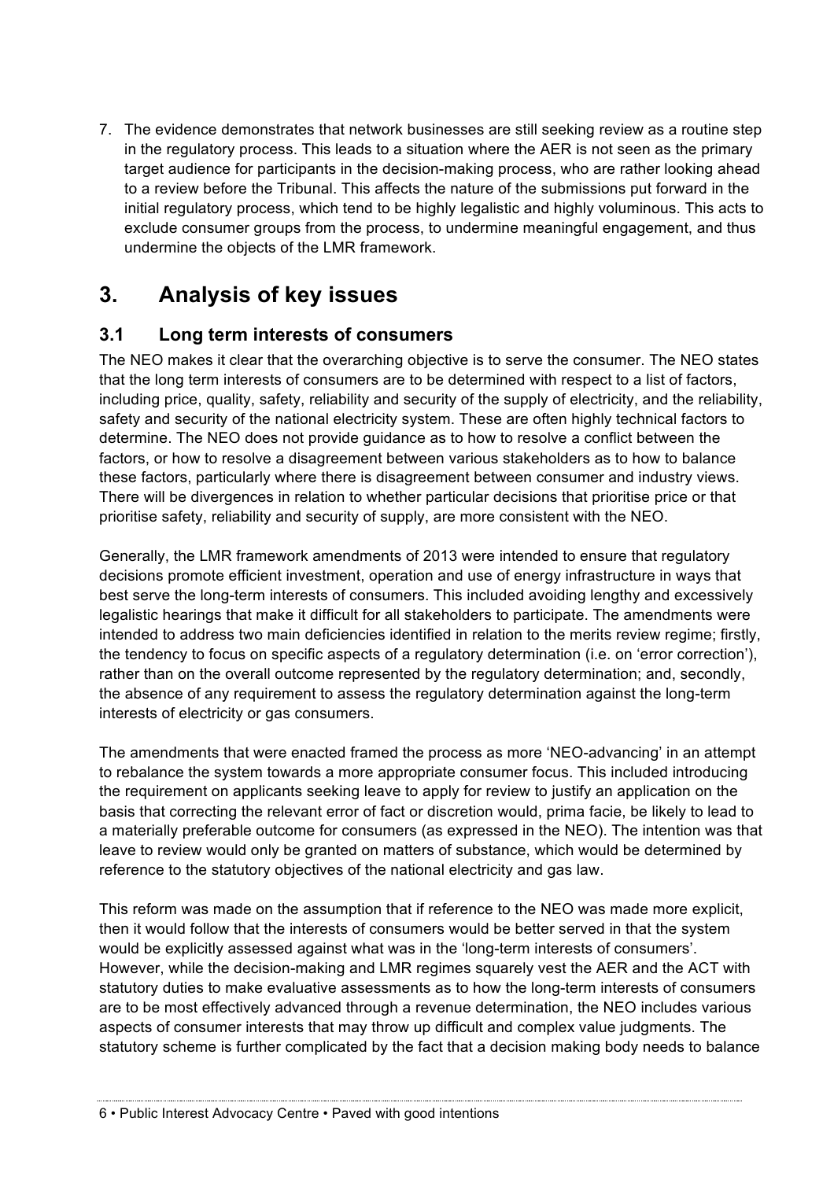7. The evidence demonstrates that network businesses are still seeking review as a routine step in the regulatory process. This leads to a situation where the AER is not seen as the primary target audience for participants in the decision-making process, who are rather looking ahead to a review before the Tribunal. This affects the nature of the submissions put forward in the initial regulatory process, which tend to be highly legalistic and highly voluminous. This acts to exclude consumer groups from the process, to undermine meaningful engagement, and thus undermine the objects of the LMR framework.

# 3. Analysis of key issues

## 3.1 Long term interests of consumers

The NEO makes it clear that the overarching objective is to serve the consumer. The NEO states that the long term interests of consumers are to be determined with respect to a list of factors, including price, quality, safety, reliability and security of the supply of electricity, and the reliability, safety and security of the national electricity system. These are often highly technical factors to determine. The NEO does not provide guidance as to how to resolve a conflict between the factors, or how to resolve a disagreement between various stakeholders as to how to balance these factors, particularly where there is disagreement between consumer and industry views. There will be divergences in relation to whether particular decisions that prioritise price or that prioritise safety, reliability and security of supply, are more consistent with the NEO.

Generally, the LMR framework amendments of 2013 were intended to ensure that regulatory decisions promote efficient investment, operation and use of energy infrastructure in ways that best serve the long-term interests of consumers. This included avoiding lengthy and excessively legalistic hearings that make it difficult for all stakeholders to participate. The amendments were intended to address two main deficiencies identified in relation to the merits review regime; firstly, the tendency to focus on specific aspects of a regulatory determination (i.e. on 'error correction'), rather than on the overall outcome represented by the regulatory determination; and, secondly, the absence of any requirement to assess the regulatory determination against the long-term interests of electricity or gas consumers.

The amendments that were enacted framed the process as more 'NEO-advancing' in an attempt to rebalance the system towards a more appropriate consumer focus. This included introducing the requirement on applicants seeking leave to apply for review to justify an application on the basis that correcting the relevant error of fact or discretion would, prima facie, be likely to lead to a materially preferable outcome for consumers (as expressed in the NEO). The intention was that leave to review would only be granted on matters of substance, which would be determined by reference to the statutory objectives of the national electricity and gas law.

This reform was made on the assumption that if reference to the NEO was made more explicit, then it would follow that the interests of consumers would be better served in that the system would be explicitly assessed against what was in the 'long-term interests of consumers'. However, while the decision-making and LMR regimes squarely vest the AER and the ACT with statutory duties to make evaluative assessments as to how the long-term interests of consumers are to be most effectively advanced through a revenue determination, the NEO includes various aspects of consumer interests that may throw up difficult and complex value judgments. The statutory scheme is further complicated by the fact that a decision making body needs to balance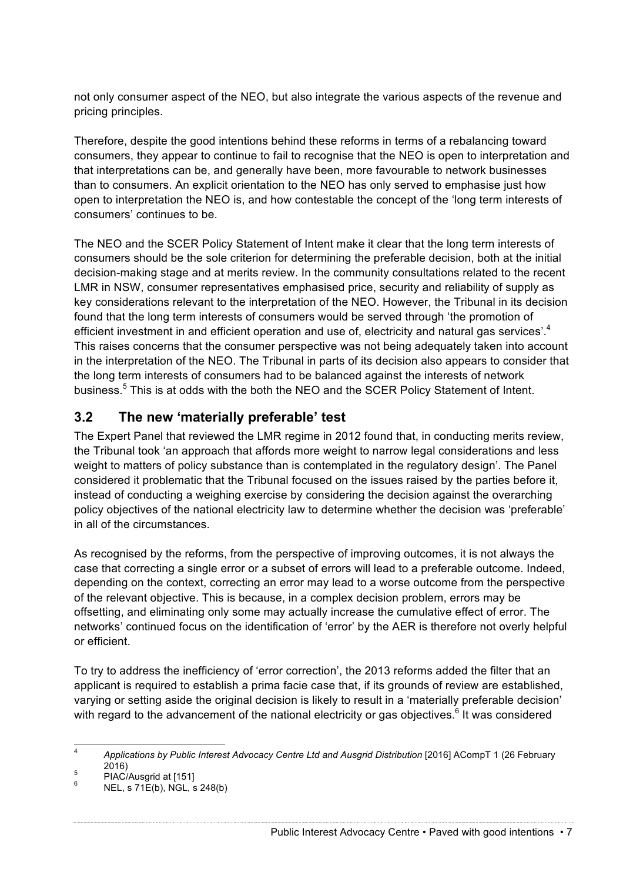not only consumer aspect of the NEO, but also integrate the various aspects of the revenue and pricing principles.

Therefore, despite the good intentions behind these reforms in terms of a rebalancing toward consumers, they appear to continue to fail to recognise that the NEO is open to interpretation and that interpretations can be, and generally have been, more favourable to network businesses than to consumers. An explicit orientation to the NEO has only served to emphasise just how open to interpretation the NEO is, and how contestable the concept of the 'long term interests of consumers' continues to be.

The NEO and the SCER Policy Statement of Intent make it clear that the long term interests of consumers should be the sole criterion for determining the preferable decision, both at the initial decision-making stage and at merits review. In the community consultations related to the recent LMR in NSW, consumer representatives emphasised price, security and reliability of supply as key considerations relevant to the interpretation of the NEO. However, the Tribunal in its decision found that the long term interests of consumers would be served through 'the promotion of efficient investment in and efficient operation and use of, electricity and natural gas services'.[4] This raises concerns that the consumer perspective was not being adequately taken into account in the interpretation of the NEO. The Tribunal in parts of its decision also appears to consider that the long term interests of consumers had to be balanced against the interests of network business.[5] This is at odds with the both the NEO and the SCER Policy Statement of Intent.

## 3.2 The new 'materially preferable' test

The Expert Panel that reviewed the LMR regime in 2012 found that, in conducting merits review, the Tribunal took 'an approach that affords more weight to narrow legal considerations and less weight to matters of policy substance than is contemplated in the regulatory design'. The Panel considered it problematic that the Tribunal focused on the issues raised by the parties before it, instead of conducting a weighing exercise by considering the decision against the overarching policy objectives of the national electricity law to determine whether the decision was 'preferable' in all of the circumstances.

As recognised by the reforms, from the perspective of improving outcomes, it is not always the case that correcting a single error or a subset of errors will lead to a preferable outcome. Indeed, depending on the context, correcting an error may lead to a worse outcome from the perspective of the relevant objective. This is because, in a complex decision problem, errors may be offsetting, and eliminating only some may actually increase the cumulative effect of error. The networks' continued focus on the identification of 'error' by the AER is therefore not overly helpful or efficient.

To try to address the inefficiency of 'error correction', the 2013 reforms added the filter that an applicant is required to establish a prima facie case that, if its grounds of review are established, varying or setting aside the original decision is likely to result in a 'materially preferable decision' with regard to the advancement of the national electricity or gas objectives.[6] It was considered

---

[4] *Applications by Public Interest Advocacy Centre Ltd and Ausgrid Distribution* [2016] ACompT 1 (26 February 2016)

[5] PIAC/Ausgrid at [151]

[6] NEL, s 71E(b), NGL, s 248(b)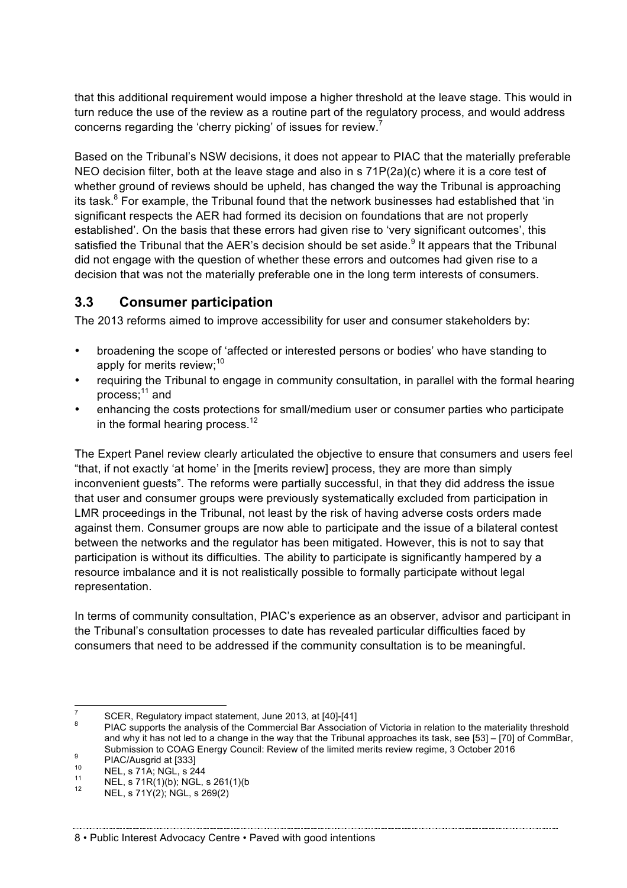that this additional requirement would impose a higher threshold at the leave stage. This would in turn reduce the use of the review as a routine part of the regulatory process, and would address concerns regarding the 'cherry picking' of issues for review.[7]

Based on the Tribunal's NSW decisions, it does not appear to PIAC that the materially preferable NEO decision filter, both at the leave stage and also in s 71P(2a)(c) where it is a core test of whether ground of reviews should be upheld, has changed the way the Tribunal is approaching its task.[8] For example, the Tribunal found that the network businesses had established that 'in significant respects the AER had formed its decision on foundations that are not properly established'. On the basis that these errors had given rise to 'very significant outcomes', this satisfied the Tribunal that the AER's decision should be set aside.[9] It appears that the Tribunal did not engage with the question of whether these errors and outcomes had given rise to a decision that was not the materially preferable one in the long term interests of consumers.

## 3.3 Consumer participation

The 2013 reforms aimed to improve accessibility for user and consumer stakeholders by:

- broadening the scope of 'affected or interested persons or bodies' who have standing to apply for merits review;[10]
- requiring the Tribunal to engage in community consultation, in parallel with the formal hearing process;[11] and
- enhancing the costs protections for small/medium user or consumer parties who participate in the formal hearing process.[12]

The Expert Panel review clearly articulated the objective to ensure that consumers and users feel "that, if not exactly 'at home' in the [merits review] process, they are more than simply inconvenient guests". The reforms were partially successful, in that they did address the issue that user and consumer groups were previously systematically excluded from participation in LMR proceedings in the Tribunal, not least by the risk of having adverse costs orders made against them. Consumer groups are now able to participate and the issue of a bilateral contest between the networks and the regulator has been mitigated. However, this is not to say that participation is without its difficulties. The ability to participate is significantly hampered by a resource imbalance and it is not realistically possible to formally participate without legal representation.

In terms of community consultation, PIAC's experience as an observer, advisor and participant in the Tribunal's consultation processes to date has revealed particular difficulties faced by consumers that need to be addressed if the community consultation is to be meaningful.

---

[7] SCER, Regulatory impact statement, June 2013, at [40]-[41]

[8] PIAC supports the analysis of the Commercial Bar Association of Victoria in relation to the materiality threshold and why it has not led to a change in the way that the Tribunal approaches its task, see [53] – [70] of CommBar, Submission to COAG Energy Council: Review of the limited merits review regime, 3 October 2016

[9] PIAC/Ausgrid at [333]

[10] NEL, s 71A; NGL, s 244

[11] NEL, s 71R(1)(b); NGL, s 261(1)(b

[12] NEL, s 71Y(2); NGL, s 269(2)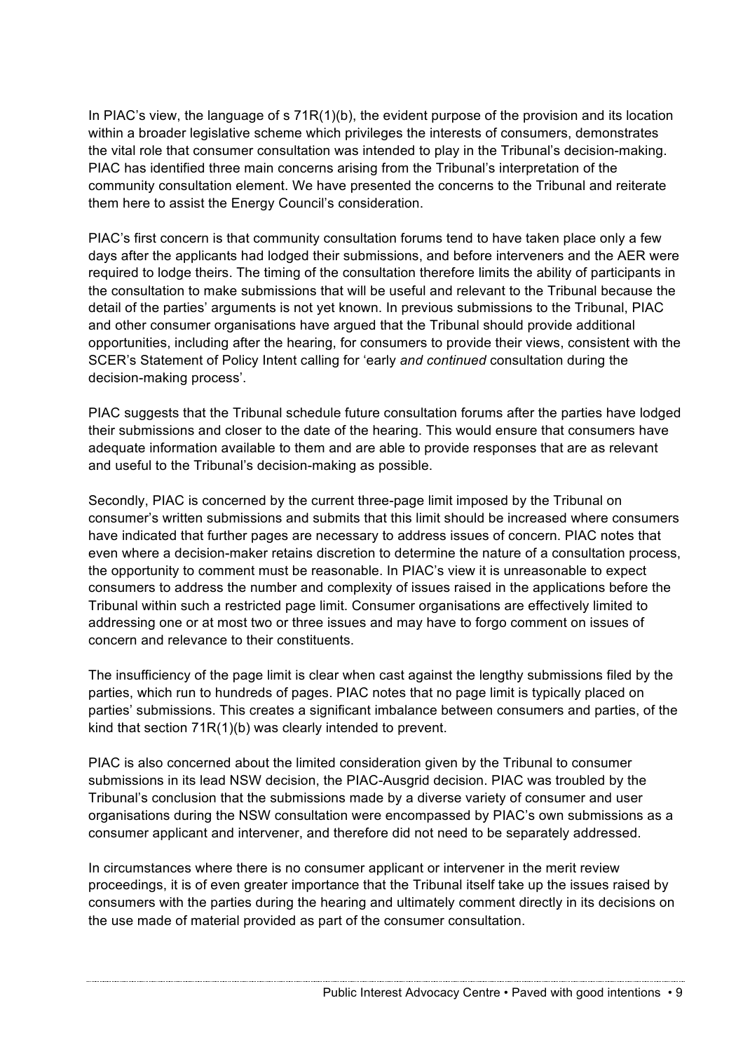In PIAC's view, the language of s 71R(1)(b), the evident purpose of the provision and its location within a broader legislative scheme which privileges the interests of consumers, demonstrates the vital role that consumer consultation was intended to play in the Tribunal's decision-making. PIAC has identified three main concerns arising from the Tribunal's interpretation of the community consultation element. We have presented the concerns to the Tribunal and reiterate them here to assist the Energy Council's consideration.

PIAC's first concern is that community consultation forums tend to have taken place only a few days after the applicants had lodged their submissions, and before interveners and the AER were required to lodge theirs. The timing of the consultation therefore limits the ability of participants in the consultation to make submissions that will be useful and relevant to the Tribunal because the detail of the parties' arguments is not yet known. In previous submissions to the Tribunal, PIAC and other consumer organisations have argued that the Tribunal should provide additional opportunities, including after the hearing, for consumers to provide their views, consistent with the SCER's Statement of Policy Intent calling for 'early *and continued* consultation during the decision-making process'.

PIAC suggests that the Tribunal schedule future consultation forums after the parties have lodged their submissions and closer to the date of the hearing. This would ensure that consumers have adequate information available to them and are able to provide responses that are as relevant and useful to the Tribunal's decision-making as possible.

Secondly, PIAC is concerned by the current three-page limit imposed by the Tribunal on consumer's written submissions and submits that this limit should be increased where consumers have indicated that further pages are necessary to address issues of concern. PIAC notes that even where a decision-maker retains discretion to determine the nature of a consultation process, the opportunity to comment must be reasonable. In PIAC's view it is unreasonable to expect consumers to address the number and complexity of issues raised in the applications before the Tribunal within such a restricted page limit. Consumer organisations are effectively limited to addressing one or at most two or three issues and may have to forgo comment on issues of concern and relevance to their constituents.

The insufficiency of the page limit is clear when cast against the lengthy submissions filed by the parties, which run to hundreds of pages. PIAC notes that no page limit is typically placed on parties' submissions. This creates a significant imbalance between consumers and parties, of the kind that section 71R(1)(b) was clearly intended to prevent.

PIAC is also concerned about the limited consideration given by the Tribunal to consumer submissions in its lead NSW decision, the PIAC-Ausgrid decision. PIAC was troubled by the Tribunal's conclusion that the submissions made by a diverse variety of consumer and user organisations during the NSW consultation were encompassed by PIAC's own submissions as a consumer applicant and intervener, and therefore did not need to be separately addressed.

In circumstances where there is no consumer applicant or intervener in the merit review proceedings, it is of even greater importance that the Tribunal itself take up the issues raised by consumers with the parties during the hearing and ultimately comment directly in its decisions on the use made of material provided as part of the consumer consultation.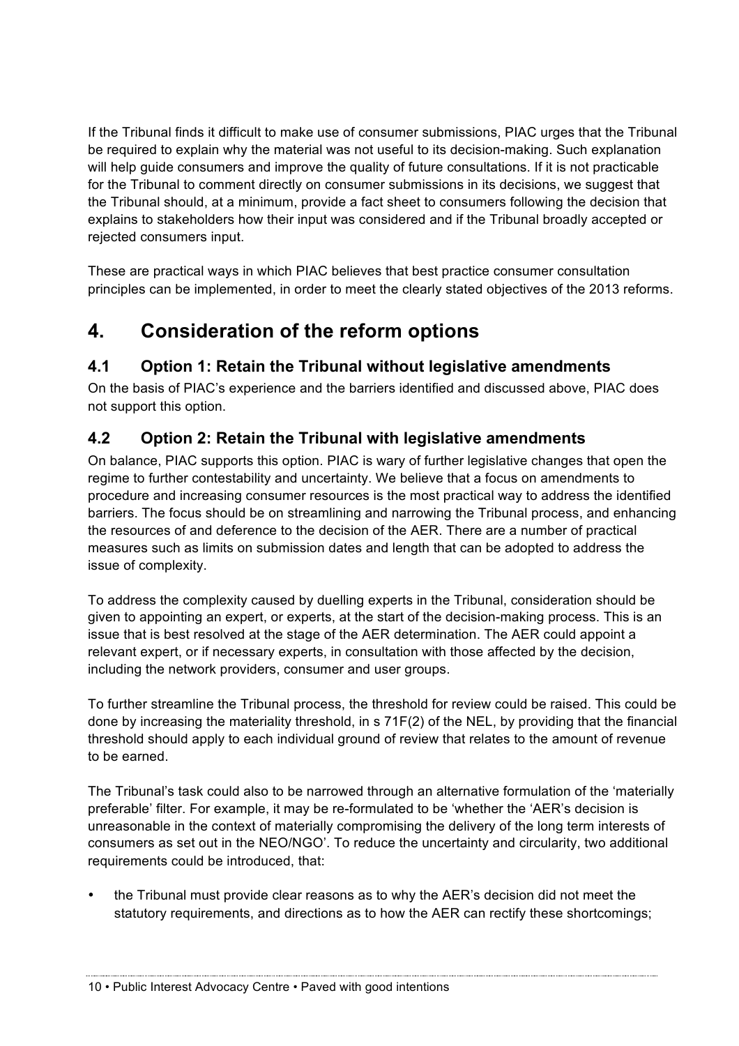If the Tribunal finds it difficult to make use of consumer submissions, PIAC urges that the Tribunal be required to explain why the material was not useful to its decision-making. Such explanation will help guide consumers and improve the quality of future consultations. If it is not practicable for the Tribunal to comment directly on consumer submissions in its decisions, we suggest that the Tribunal should, at a minimum, provide a fact sheet to consumers following the decision that explains to stakeholders how their input was considered and if the Tribunal broadly accepted or rejected consumers input.

These are practical ways in which PIAC believes that best practice consumer consultation principles can be implemented, in order to meet the clearly stated objectives of the 2013 reforms.

# 4. Consideration of the reform options

## 4.1 Option 1: Retain the Tribunal without legislative amendments

On the basis of PIAC's experience and the barriers identified and discussed above, PIAC does not support this option.

## 4.2 Option 2: Retain the Tribunal with legislative amendments

On balance, PIAC supports this option. PIAC is wary of further legislative changes that open the regime to further contestability and uncertainty. We believe that a focus on amendments to procedure and increasing consumer resources is the most practical way to address the identified barriers. The focus should be on streamlining and narrowing the Tribunal process, and enhancing the resources of and deference to the decision of the AER. There are a number of practical measures such as limits on submission dates and length that can be adopted to address the issue of complexity.

To address the complexity caused by duelling experts in the Tribunal, consideration should be given to appointing an expert, or experts, at the start of the decision-making process. This is an issue that is best resolved at the stage of the AER determination. The AER could appoint a relevant expert, or if necessary experts, in consultation with those affected by the decision, including the network providers, consumer and user groups.

To further streamline the Tribunal process, the threshold for review could be raised. This could be done by increasing the materiality threshold, in s 71F(2) of the NEL, by providing that the financial threshold should apply to each individual ground of review that relates to the amount of revenue to be earned.

The Tribunal's task could also to be narrowed through an alternative formulation of the 'materially preferable' filter. For example, it may be re-formulated to be 'whether the 'AER's decision is unreasonable in the context of materially compromising the delivery of the long term interests of consumers as set out in the NEO/NGO'. To reduce the uncertainty and circularity, two additional requirements could be introduced, that:

- the Tribunal must provide clear reasons as to why the AER's decision did not meet the statutory requirements, and directions as to how the AER can rectify these shortcomings;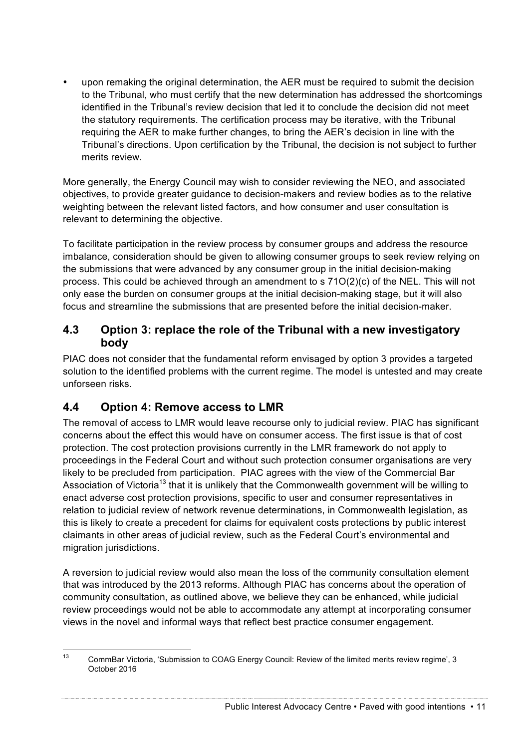- upon remaking the original determination, the AER must be required to submit the decision to the Tribunal, who must certify that the new determination has addressed the shortcomings identified in the Tribunal's review decision that led it to conclude the decision did not meet the statutory requirements. The certification process may be iterative, with the Tribunal requiring the AER to make further changes, to bring the AER's decision in line with the Tribunal's directions. Upon certification by the Tribunal, the decision is not subject to further merits review.

More generally, the Energy Council may wish to consider reviewing the NEO, and associated objectives, to provide greater guidance to decision-makers and review bodies as to the relative weighting between the relevant listed factors, and how consumer and user consultation is relevant to determining the objective.

To facilitate participation in the review process by consumer groups and address the resource imbalance, consideration should be given to allowing consumer groups to seek review relying on the submissions that were advanced by any consumer group in the initial decision-making process. This could be achieved through an amendment to s 71O(2)(c) of the NEL. This will not only ease the burden on consumer groups at the initial decision-making stage, but it will also focus and streamline the submissions that are presented before the initial decision-maker.

## 4.3 Option 3: replace the role of the Tribunal with a new investigatory body

PIAC does not consider that the fundamental reform envisaged by option 3 provides a targeted solution to the identified problems with the current regime. The model is untested and may create unforseen risks.

## 4.4 Option 4: Remove access to LMR

The removal of access to LMR would leave recourse only to judicial review. PIAC has significant concerns about the effect this would have on consumer access. The first issue is that of cost protection. The cost protection provisions currently in the LMR framework do not apply to proceedings in the Federal Court and without such protection consumer organisations are very likely to be precluded from participation. PIAC agrees with the view of the Commercial Bar Association of Victoria[13] that it is unlikely that the Commonwealth government will be willing to enact adverse cost protection provisions, specific to user and consumer representatives in relation to judicial review of network revenue determinations, in Commonwealth legislation, as this is likely to create a precedent for claims for equivalent costs protections by public interest claimants in other areas of judicial review, such as the Federal Court's environmental and migration jurisdictions.

A reversion to judicial review would also mean the loss of the community consultation element that was introduced by the 2013 reforms. Although PIAC has concerns about the operation of community consultation, as outlined above, we believe they can be enhanced, while judicial review proceedings would not be able to accommodate any attempt at incorporating consumer views in the novel and informal ways that reflect best practice consumer engagement.

[13] CommBar Victoria, 'Submission to COAG Energy Council: Review of the limited merits review regime', 3 October 2016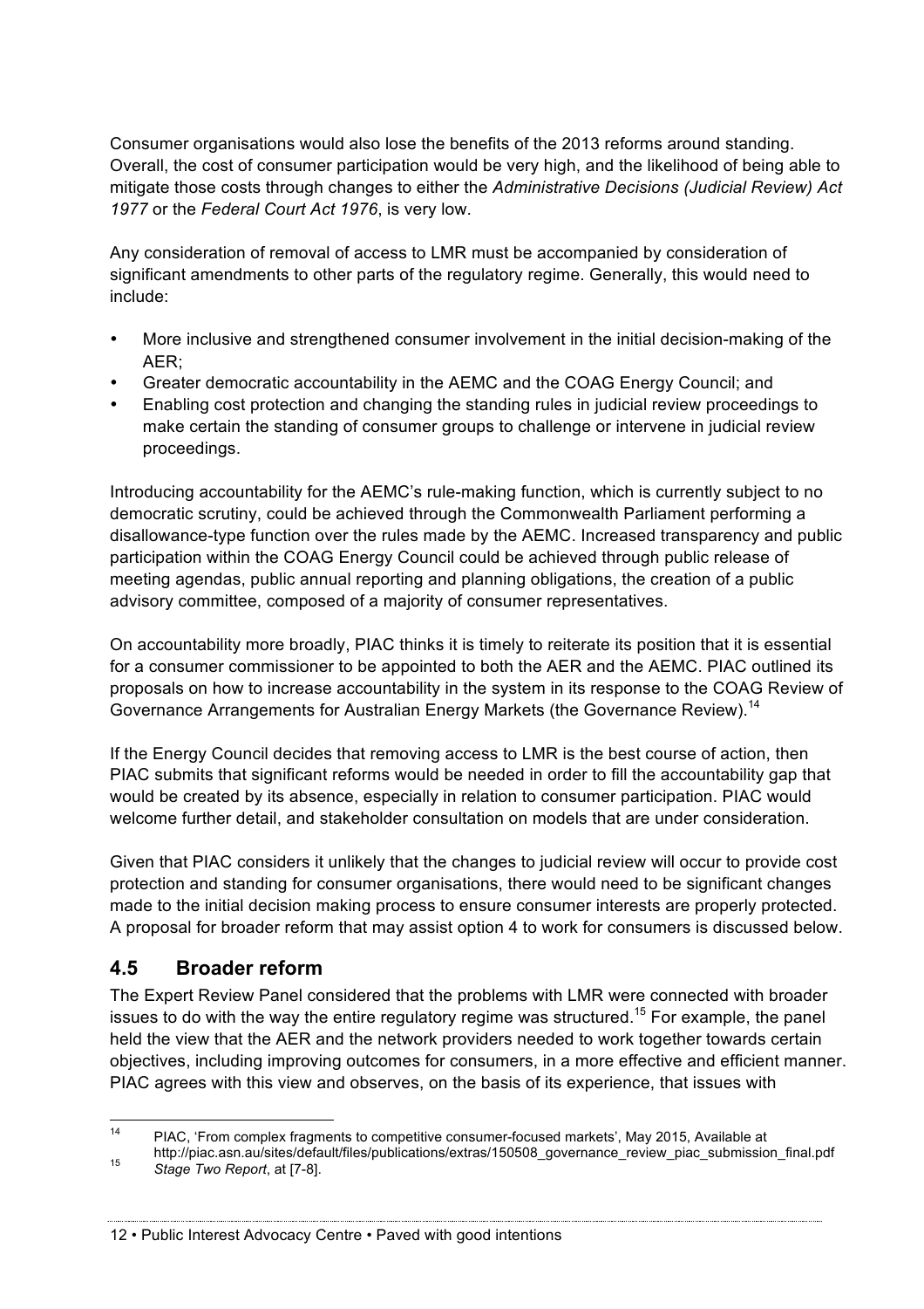Consumer organisations would also lose the benefits of the 2013 reforms around standing. Overall, the cost of consumer participation would be very high, and the likelihood of being able to mitigate those costs through changes to either the *Administrative Decisions (Judicial Review) Act 1977* or the *Federal Court Act 1976*, is very low.

Any consideration of removal of access to LMR must be accompanied by consideration of significant amendments to other parts of the regulatory regime. Generally, this would need to include:

- More inclusive and strengthened consumer involvement in the initial decision-making of the AER;
- Greater democratic accountability in the AEMC and the COAG Energy Council; and
- Enabling cost protection and changing the standing rules in judicial review proceedings to make certain the standing of consumer groups to challenge or intervene in judicial review proceedings.

Introducing accountability for the AEMC's rule-making function, which is currently subject to no democratic scrutiny, could be achieved through the Commonwealth Parliament performing a disallowance-type function over the rules made by the AEMC. Increased transparency and public participation within the COAG Energy Council could be achieved through public release of meeting agendas, public annual reporting and planning obligations, the creation of a public advisory committee, composed of a majority of consumer representatives.

On accountability more broadly, PIAC thinks it is timely to reiterate its position that it is essential for a consumer commissioner to be appointed to both the AER and the AEMC. PIAC outlined its proposals on how to increase accountability in the system in its response to the COAG Review of Governance Arrangements for Australian Energy Markets (the Governance Review).[14]

If the Energy Council decides that removing access to LMR is the best course of action, then PIAC submits that significant reforms would be needed in order to fill the accountability gap that would be created by its absence, especially in relation to consumer participation. PIAC would welcome further detail, and stakeholder consultation on models that are under consideration.

Given that PIAC considers it unlikely that the changes to judicial review will occur to provide cost protection and standing for consumer organisations, there would need to be significant changes made to the initial decision making process to ensure consumer interests are properly protected. A proposal for broader reform that may assist option 4 to work for consumers is discussed below.

## 4.5 Broader reform

The Expert Review Panel considered that the problems with LMR were connected with broader issues to do with the way the entire regulatory regime was structured.[15] For example, the panel held the view that the AER and the network providers needed to work together towards certain objectives, including improving outcomes for consumers, in a more effective and efficient manner. PIAC agrees with this view and observes, on the basis of its experience, that issues with

---

[14] PIAC, 'From complex fragments to competitive consumer-focused markets', May 2015, Available at http://piac.asn.au/sites/default/files/publications/extras/150508_governance_review_piac_submission_final.pdf

[15] *Stage Two Report*, at [7-8].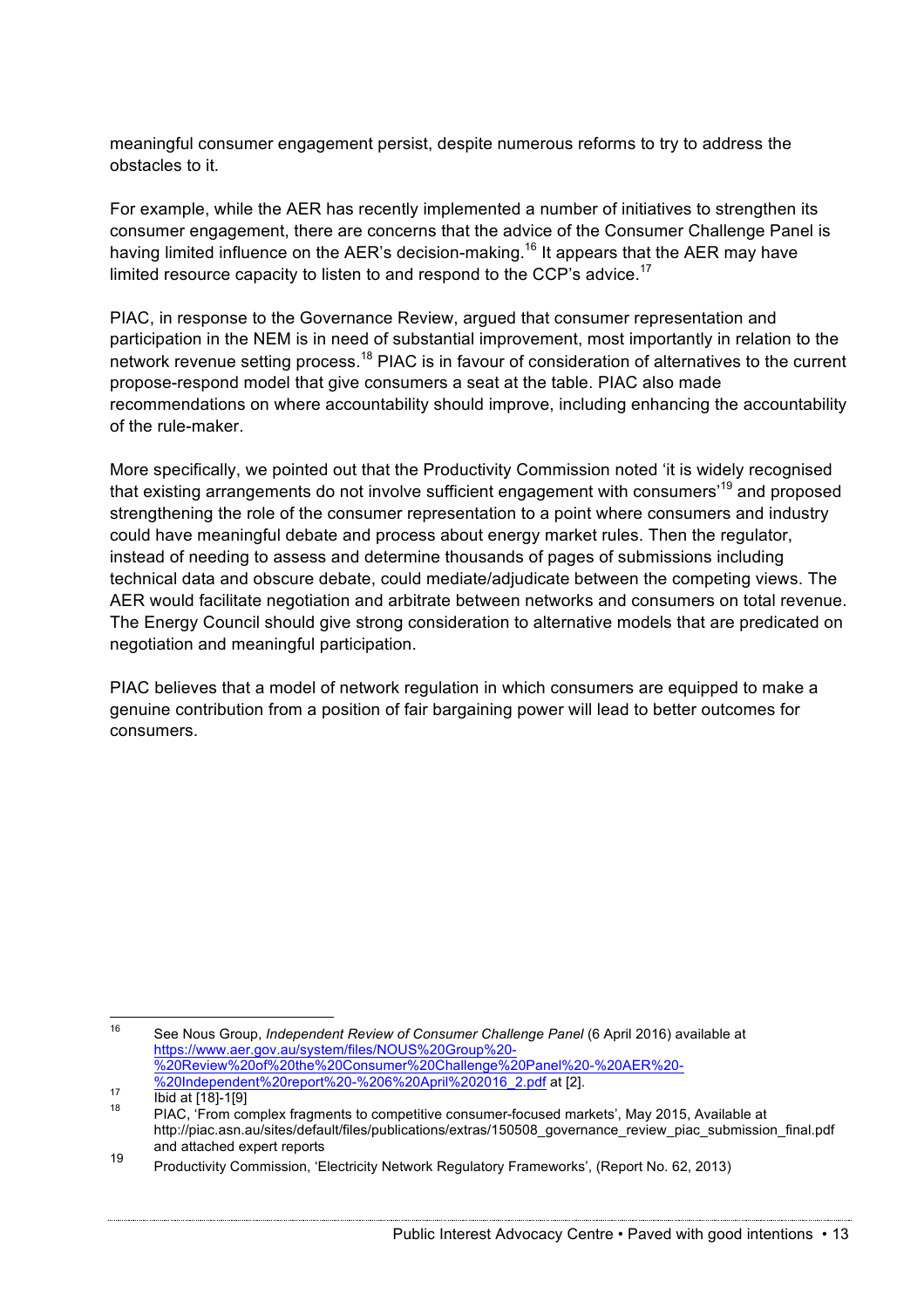meaningful consumer engagement persist, despite numerous reforms to try to address the obstacles to it.

For example, while the AER has recently implemented a number of initiatives to strengthen its consumer engagement, there are concerns that the advice of the Consumer Challenge Panel is having limited influence on the AER's decision-making.[16] It appears that the AER may have limited resource capacity to listen to and respond to the CCP's advice.[17]

PIAC, in response to the Governance Review, argued that consumer representation and participation in the NEM is in need of substantial improvement, most importantly in relation to the network revenue setting process.[18] PIAC is in favour of consideration of alternatives to the current propose-respond model that give consumers a seat at the table. PIAC also made recommendations on where accountability should improve, including enhancing the accountability of the rule-maker.

More specifically, we pointed out that the Productivity Commission noted 'it is widely recognised that existing arrangements do not involve sufficient engagement with consumers'[19] and proposed strengthening the role of the consumer representation to a point where consumers and industry could have meaningful debate and process about energy market rules. Then the regulator, instead of needing to assess and determine thousands of pages of submissions including technical data and obscure debate, could mediate/adjudicate between the competing views. The AER would facilitate negotiation and arbitrate between networks and consumers on total revenue. The Energy Council should give strong consideration to alternative models that are predicated on negotiation and meaningful participation.

PIAC believes that a model of network regulation in which consumers are equipped to make a genuine contribution from a position of fair bargaining power will lead to better outcomes for consumers.

---

16 See Nous Group, *Independent Review of Consumer Challenge Panel* (6 April 2016) available at https://www.aer.gov.au/system/files/NOUS%20Group%20-%20Review%20of%20the%20Consumer%20Challenge%20Panel%20-%20AER%20-%20Independent%20report%20-%206%20April%202016_2.pdf at [2].

17 Ibid at [18]-1[9]

18 PIAC, 'From complex fragments to competitive consumer-focused markets', May 2015, Available at http://piac.asn.au/sites/default/files/publications/extras/150508_governance_review_piac_submission_final.pdf and attached expert reports

19 Productivity Commission, 'Electricity Network Regulatory Frameworks', (Report No. 62, 2013)